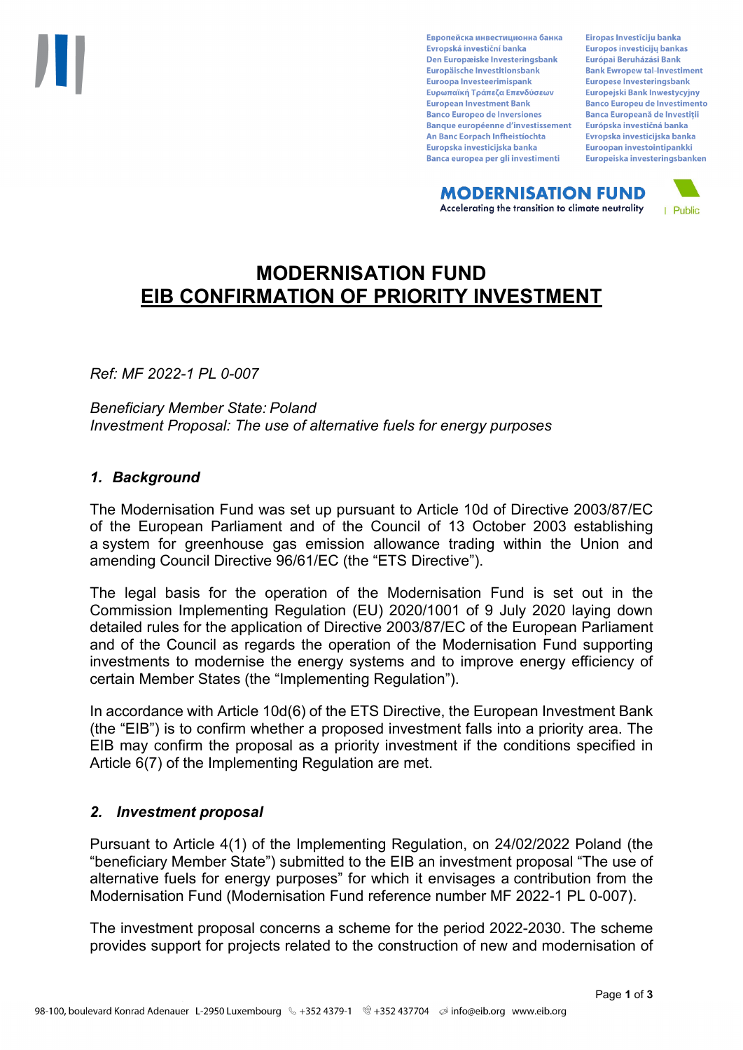# MODERNISATION FUND
## EIB CONFIRMATION OF PRIORITY INVESTMENT

*Ref: MF 2022-1 PL 0-007*

*Beneficiary Member State: Poland*
*Investment Proposal: The use of alternative fuels for energy purposes*

### *1. Background*

The Modernisation Fund was set up pursuant to Article 10d of Directive 2003/87/EC of the European Parliament and of the Council of 13 October 2003 establishing a system for greenhouse gas emission allowance trading within the Union and amending Council Directive 96/61/EC (the "ETS Directive").

The legal basis for the operation of the Modernisation Fund is set out in the Commission Implementing Regulation (EU) 2020/1001 of 9 July 2020 laying down detailed rules for the application of Directive 2003/87/EC of the European Parliament and of the Council as regards the operation of the Modernisation Fund supporting investments to modernise the energy systems and to improve energy efficiency of certain Member States (the "Implementing Regulation").

In accordance with Article 10d(6) of the ETS Directive, the European Investment Bank (the "EIB") is to confirm whether a proposed investment falls into a priority area. The EIB may confirm the proposal as a priority investment if the conditions specified in Article 6(7) of the Implementing Regulation are met.

### *2. Investment proposal*

Pursuant to Article 4(1) of the Implementing Regulation, on 24/02/2022 Poland (the "beneficiary Member State") submitted to the EIB an investment proposal "The use of alternative fuels for energy purposes" for which it envisages a contribution from the Modernisation Fund (Modernisation Fund reference number MF 2022-1 PL 0-007).

The investment proposal concerns a scheme for the period 2022-2030. The scheme provides support for projects related to the construction of new and modernisation of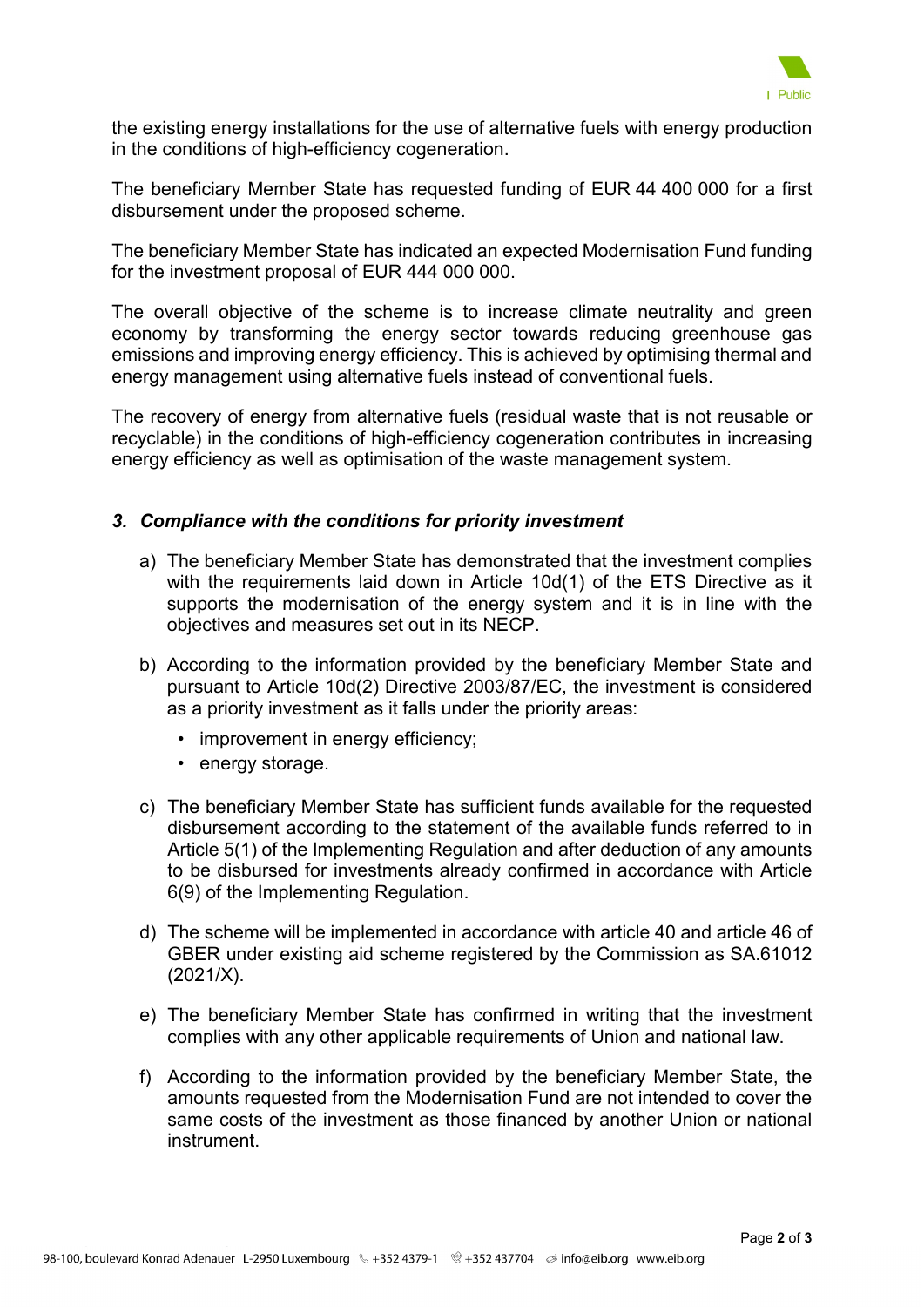the existing energy installations for the use of alternative fuels with energy production in the conditions of high-efficiency cogeneration.

The beneficiary Member State has requested funding of EUR 44 400 000 for a first disbursement under the proposed scheme.

The beneficiary Member State has indicated an expected Modernisation Fund funding for the investment proposal of EUR 444 000 000.

The overall objective of the scheme is to increase climate neutrality and green economy by transforming the energy sector towards reducing greenhouse gas emissions and improving energy efficiency. This is achieved by optimising thermal and energy management using alternative fuels instead of conventional fuels.

The recovery of energy from alternative fuels (residual waste that is not reusable or recyclable) in the conditions of high-efficiency cogeneration contributes in increasing energy efficiency as well as optimisation of the waste management system.

### *3. Compliance with the conditions for priority investment*

a) The beneficiary Member State has demonstrated that the investment complies with the requirements laid down in Article 10d(1) of the ETS Directive as it supports the modernisation of the energy system and it is in line with the objectives and measures set out in its NECP.

b) According to the information provided by the beneficiary Member State and pursuant to Article 10d(2) Directive 2003/87/EC, the investment is considered as a priority investment as it falls under the priority areas:
   - improvement in energy efficiency;
   - energy storage.

c) The beneficiary Member State has sufficient funds available for the requested disbursement according to the statement of the available funds referred to in Article 5(1) of the Implementing Regulation and after deduction of any amounts to be disbursed for investments already confirmed in accordance with Article 6(9) of the Implementing Regulation.

d) The scheme will be implemented in accordance with article 40 and article 46 of GBER under existing aid scheme registered by the Commission as SA.61012 (2021/X).

e) The beneficiary Member State has confirmed in writing that the investment complies with any other applicable requirements of Union and national law.

f) According to the information provided by the beneficiary Member State, the amounts requested from the Modernisation Fund are not intended to cover the same costs of the investment as those financed by another Union or national instrument.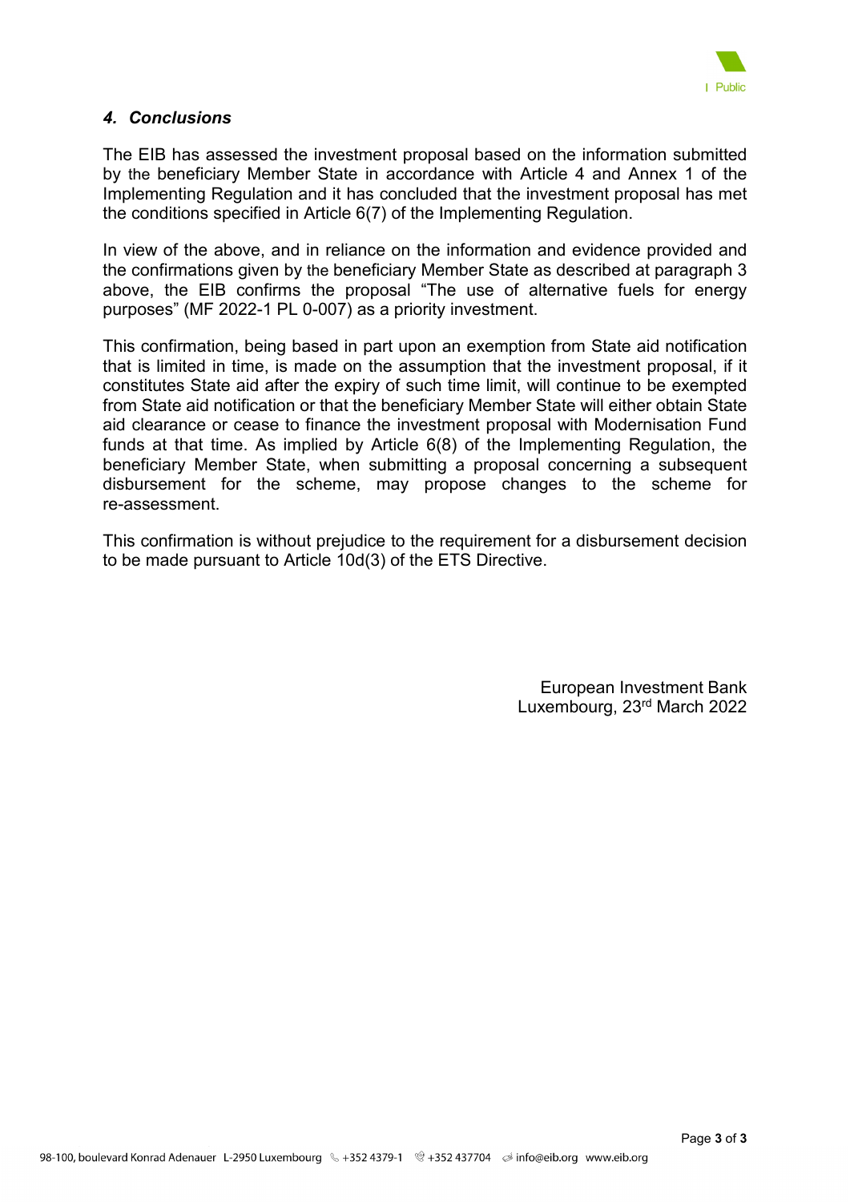### *4. Conclusions*

The EIB has assessed the investment proposal based on the information submitted by the beneficiary Member State in accordance with Article 4 and Annex 1 of the Implementing Regulation and it has concluded that the investment proposal has met the conditions specified in Article 6(7) of the Implementing Regulation.

In view of the above, and in reliance on the information and evidence provided and the confirmations given by the beneficiary Member State as described at paragraph 3 above, the EIB confirms the proposal "The use of alternative fuels for energy purposes" (MF 2022-1 PL 0-007) as a priority investment.

This confirmation, being based in part upon an exemption from State aid notification that is limited in time, is made on the assumption that the investment proposal, if it constitutes State aid after the expiry of such time limit, will continue to be exempted from State aid notification or that the beneficiary Member State will either obtain State aid clearance or cease to finance the investment proposal with Modernisation Fund funds at that time. As implied by Article 6(8) of the Implementing Regulation, the beneficiary Member State, when submitting a proposal concerning a subsequent disbursement for the scheme, may propose changes to the scheme for re-assessment.

This confirmation is without prejudice to the requirement for a disbursement decision to be made pursuant to Article 10d(3) of the ETS Directive.

European Investment Bank
Luxembourg, 23rd March 2022